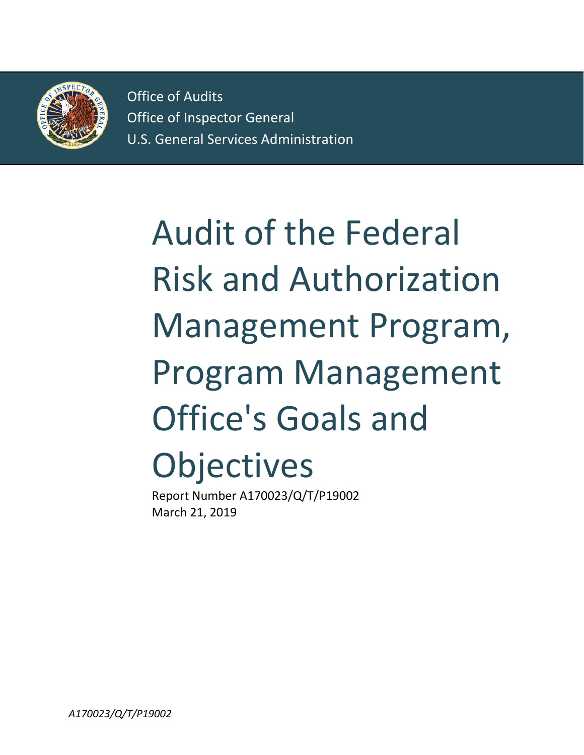Office of Audits
Office of Inspector General
U.S. General Services Administration

# Audit of the Federal Risk and Authorization Management Program, Program Management Office's Goals and Objectives

Report Number A170023/Q/T/P19002
March 21, 2019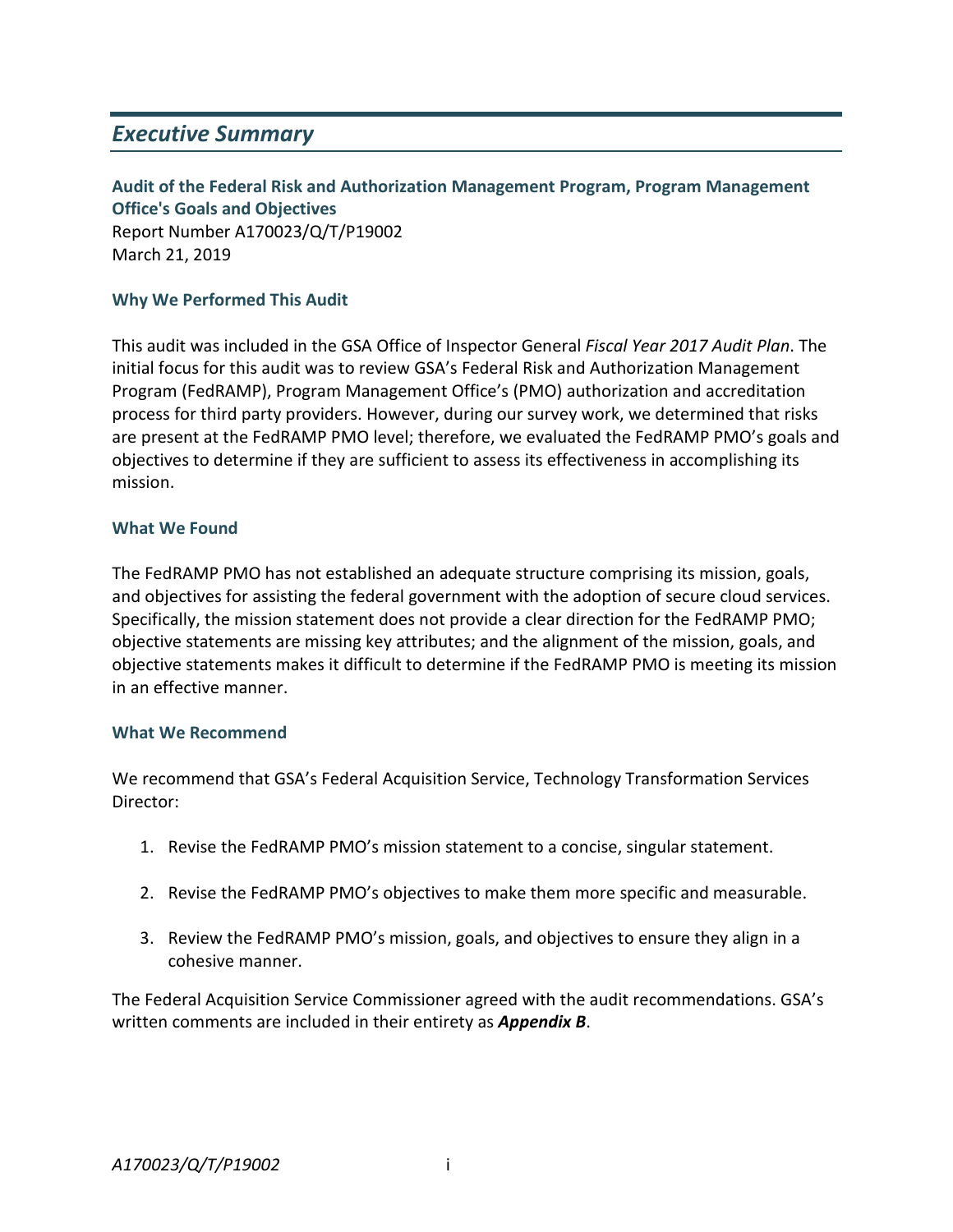## *Executive Summary*

**Audit of the Federal Risk and Authorization Management Program, Program Management Office's Goals and Objectives**
Report Number A170023/Q/T/P19002
March 21, 2019

### Why We Performed This Audit

This audit was included in the GSA Office of Inspector General *Fiscal Year 2017 Audit Plan*. The initial focus for this audit was to review GSA's Federal Risk and Authorization Management Program (FedRAMP), Program Management Office's (PMO) authorization and accreditation process for third party providers. However, during our survey work, we determined that risks are present at the FedRAMP PMO level; therefore, we evaluated the FedRAMP PMO's goals and objectives to determine if they are sufficient to assess its effectiveness in accomplishing its mission.

### What We Found

The FedRAMP PMO has not established an adequate structure comprising its mission, goals, and objectives for assisting the federal government with the adoption of secure cloud services. Specifically, the mission statement does not provide a clear direction for the FedRAMP PMO; objective statements are missing key attributes; and the alignment of the mission, goals, and objective statements makes it difficult to determine if the FedRAMP PMO is meeting its mission in an effective manner.

### What We Recommend

We recommend that GSA's Federal Acquisition Service, Technology Transformation Services Director:

1. Revise the FedRAMP PMO's mission statement to a concise, singular statement.
2. Revise the FedRAMP PMO's objectives to make them more specific and measurable.
3. Review the FedRAMP PMO's mission, goals, and objectives to ensure they align in a cohesive manner.

The Federal Acquisition Service Commissioner agreed with the audit recommendations. GSA's written comments are included in their entirety as ***Appendix B***.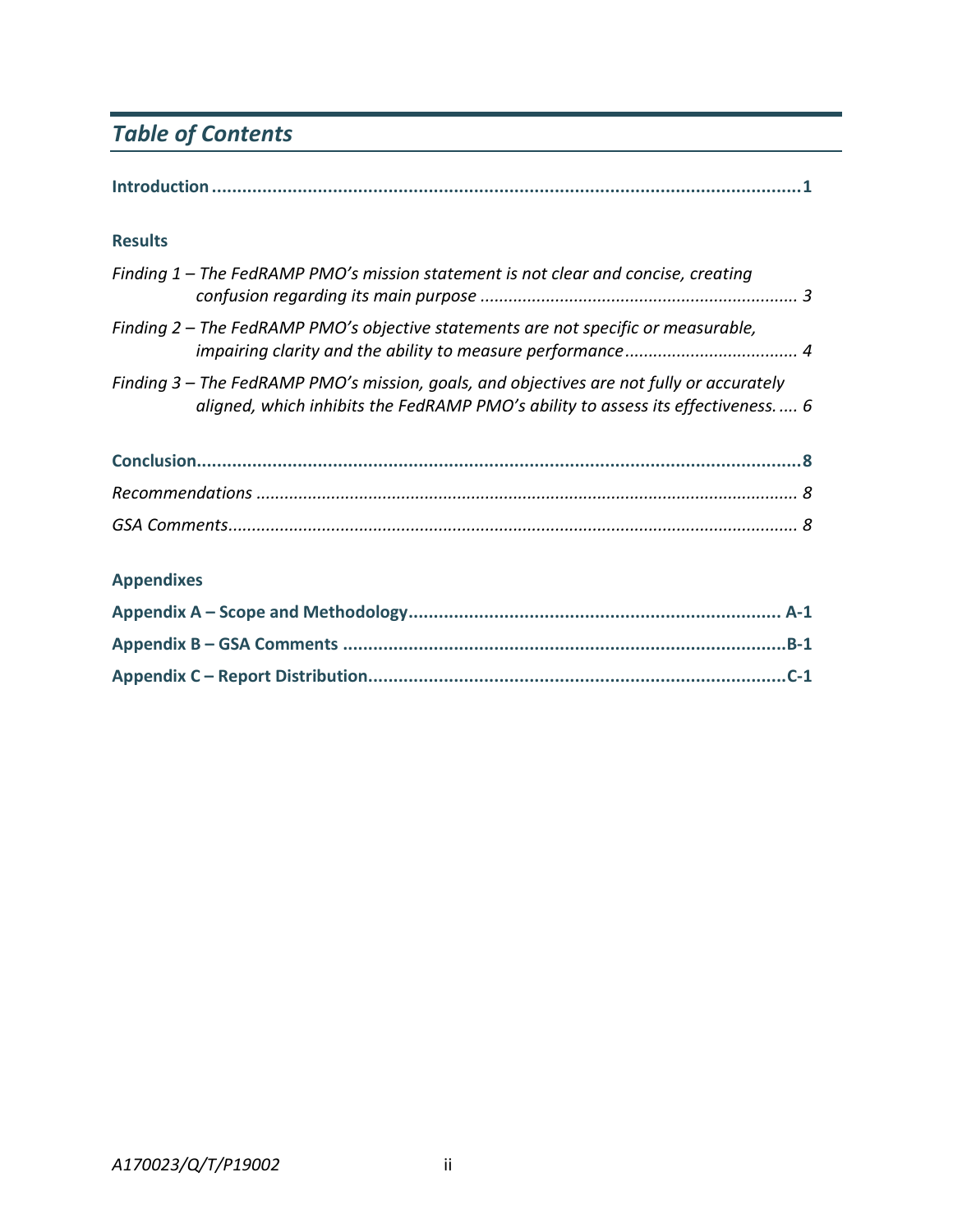# *Table of Contents*

**Introduction** .................................................................................................................. **1**

**Results**

*Finding 1 – The FedRAMP PMO's mission statement is not clear and concise, creating confusion regarding its main purpose* ................................................................... *3*

*Finding 2 – The FedRAMP PMO's objective statements are not specific or measurable, impairing clarity and the ability to measure performance* .................................... *4*

*Finding 3 – The FedRAMP PMO's mission, goals, and objectives are not fully or accurately aligned, which inhibits the FedRAMP PMO's ability to assess its effectiveness.* .... *6*

**Conclusion** ..................................................................................................................... **8**

*Recommendations* ............................................................................................................ *8*

*GSA Comments* ................................................................................................................ *8*

**Appendixes**

**Appendix A – Scope and Methodology** ......................................................................... **A-1**

**Appendix B – GSA Comments** ...................................................................................... **B-1**

**Appendix C – Report Distribution** ................................................................................. **C-1**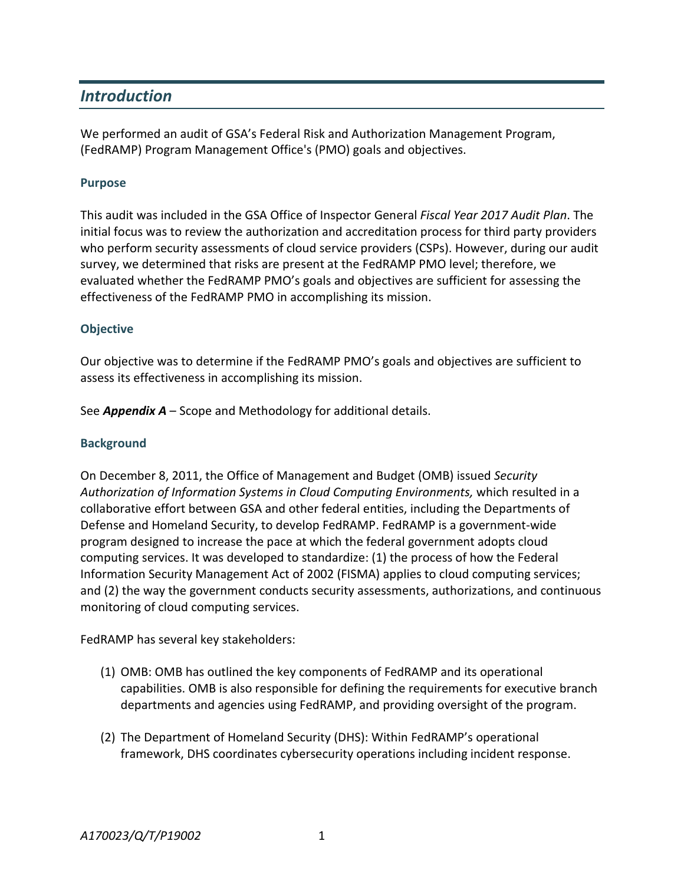## *Introduction*

We performed an audit of GSA's Federal Risk and Authorization Management Program, (FedRAMP) Program Management Office's (PMO) goals and objectives.

### Purpose

This audit was included in the GSA Office of Inspector General *Fiscal Year 2017 Audit Plan*. The initial focus was to review the authorization and accreditation process for third party providers who perform security assessments of cloud service providers (CSPs). However, during our audit survey, we determined that risks are present at the FedRAMP PMO level; therefore, we evaluated whether the FedRAMP PMO's goals and objectives are sufficient for assessing the effectiveness of the FedRAMP PMO in accomplishing its mission.

### Objective

Our objective was to determine if the FedRAMP PMO's goals and objectives are sufficient to assess its effectiveness in accomplishing its mission.

See ***Appendix A*** – Scope and Methodology for additional details.

### Background

On December 8, 2011, the Office of Management and Budget (OMB) issued *Security Authorization of Information Systems in Cloud Computing Environments,* which resulted in a collaborative effort between GSA and other federal entities, including the Departments of Defense and Homeland Security, to develop FedRAMP. FedRAMP is a government-wide program designed to increase the pace at which the federal government adopts cloud computing services. It was developed to standardize: (1) the process of how the Federal Information Security Management Act of 2002 (FISMA) applies to cloud computing services; and (2) the way the government conducts security assessments, authorizations, and continuous monitoring of cloud computing services.

FedRAMP has several key stakeholders:

(1) OMB: OMB has outlined the key components of FedRAMP and its operational capabilities. OMB is also responsible for defining the requirements for executive branch departments and agencies using FedRAMP, and providing oversight of the program.

(2) The Department of Homeland Security (DHS): Within FedRAMP's operational framework, DHS coordinates cybersecurity operations including incident response.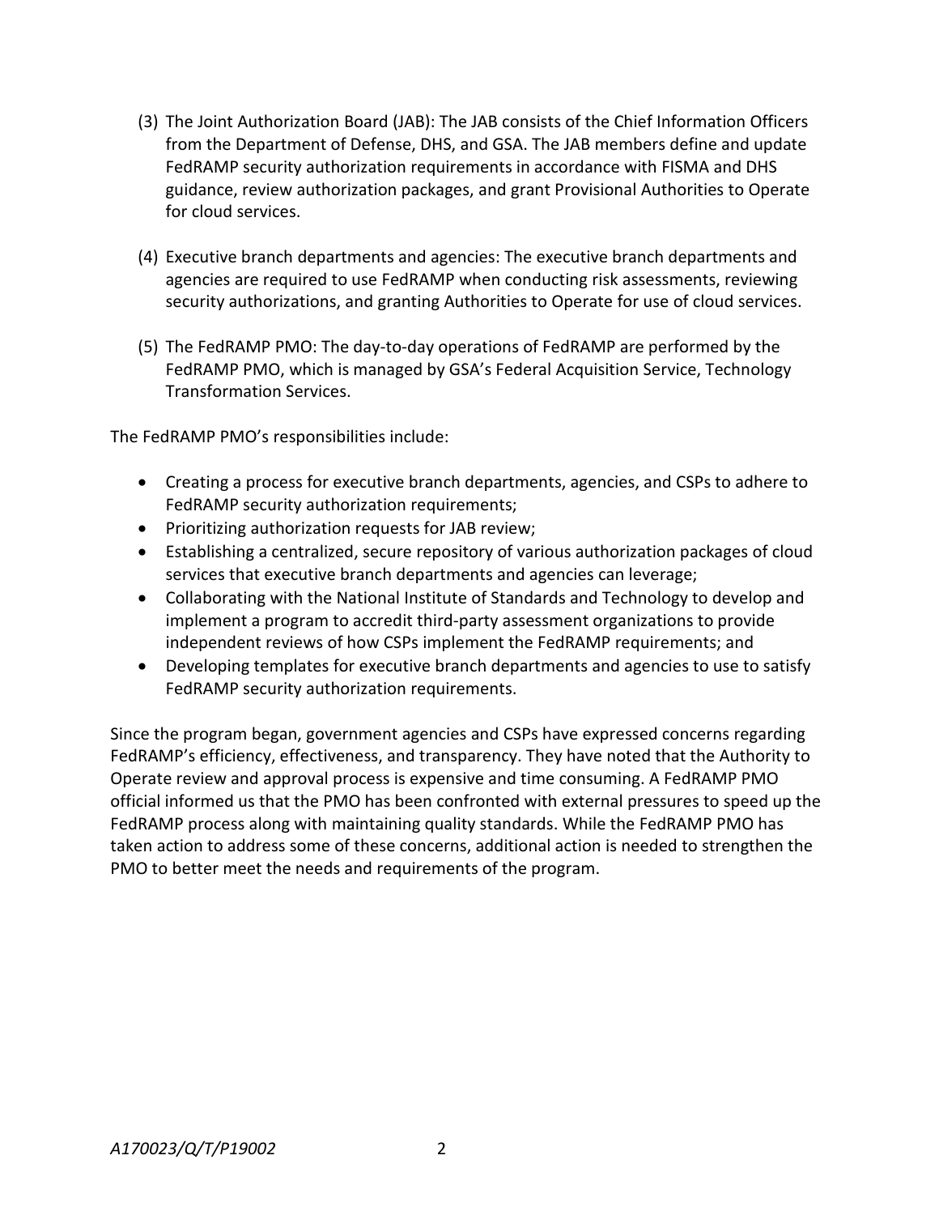(3) The Joint Authorization Board (JAB): The JAB consists of the Chief Information Officers from the Department of Defense, DHS, and GSA. The JAB members define and update FedRAMP security authorization requirements in accordance with FISMA and DHS guidance, review authorization packages, and grant Provisional Authorities to Operate for cloud services.

(4) Executive branch departments and agencies: The executive branch departments and agencies are required to use FedRAMP when conducting risk assessments, reviewing security authorizations, and granting Authorities to Operate for use of cloud services.

(5) The FedRAMP PMO: The day-to-day operations of FedRAMP are performed by the FedRAMP PMO, which is managed by GSA's Federal Acquisition Service, Technology Transformation Services.

The FedRAMP PMO's responsibilities include:

- Creating a process for executive branch departments, agencies, and CSPs to adhere to FedRAMP security authorization requirements;
- Prioritizing authorization requests for JAB review;
- Establishing a centralized, secure repository of various authorization packages of cloud services that executive branch departments and agencies can leverage;
- Collaborating with the National Institute of Standards and Technology to develop and implement a program to accredit third-party assessment organizations to provide independent reviews of how CSPs implement the FedRAMP requirements; and
- Developing templates for executive branch departments and agencies to use to satisfy FedRAMP security authorization requirements.

Since the program began, government agencies and CSPs have expressed concerns regarding FedRAMP's efficiency, effectiveness, and transparency. They have noted that the Authority to Operate review and approval process is expensive and time consuming. A FedRAMP PMO official informed us that the PMO has been confronted with external pressures to speed up the FedRAMP process along with maintaining quality standards. While the FedRAMP PMO has taken action to address some of these concerns, additional action is needed to strengthen the PMO to better meet the needs and requirements of the program.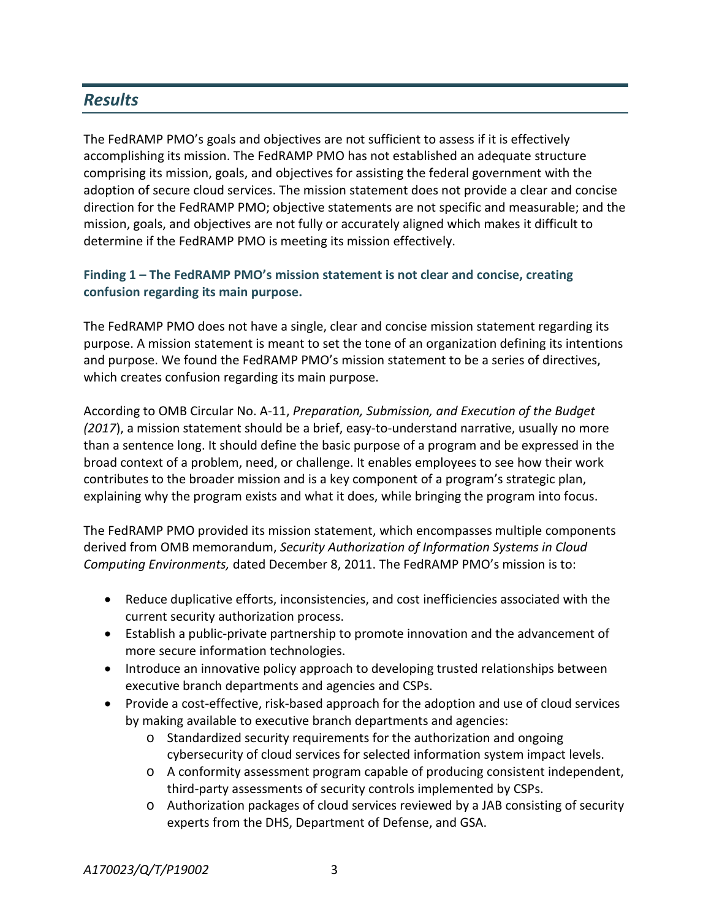## *Results*

The FedRAMP PMO's goals and objectives are not sufficient to assess if it is effectively accomplishing its mission. The FedRAMP PMO has not established an adequate structure comprising its mission, goals, and objectives for assisting the federal government with the adoption of secure cloud services. The mission statement does not provide a clear and concise direction for the FedRAMP PMO; objective statements are not specific and measurable; and the mission, goals, and objectives are not fully or accurately aligned which makes it difficult to determine if the FedRAMP PMO is meeting its mission effectively.

### Finding 1 – The FedRAMP PMO's mission statement is not clear and concise, creating confusion regarding its main purpose.

The FedRAMP PMO does not have a single, clear and concise mission statement regarding its purpose. A mission statement is meant to set the tone of an organization defining its intentions and purpose. We found the FedRAMP PMO's mission statement to be a series of directives, which creates confusion regarding its main purpose.

According to OMB Circular No. A-11, *Preparation, Submission, and Execution of the Budget (2017*), a mission statement should be a brief, easy-to-understand narrative, usually no more than a sentence long. It should define the basic purpose of a program and be expressed in the broad context of a problem, need, or challenge. It enables employees to see how their work contributes to the broader mission and is a key component of a program's strategic plan, explaining why the program exists and what it does, while bringing the program into focus.

The FedRAMP PMO provided its mission statement, which encompasses multiple components derived from OMB memorandum, *Security Authorization of Information Systems in Cloud Computing Environments,* dated December 8, 2011. The FedRAMP PMO's mission is to:

- Reduce duplicative efforts, inconsistencies, and cost inefficiencies associated with the current security authorization process.
- Establish a public-private partnership to promote innovation and the advancement of more secure information technologies.
- Introduce an innovative policy approach to developing trusted relationships between executive branch departments and agencies and CSPs.
- Provide a cost-effective, risk-based approach for the adoption and use of cloud services by making available to executive branch departments and agencies:
  - Standardized security requirements for the authorization and ongoing cybersecurity of cloud services for selected information system impact levels.
  - A conformity assessment program capable of producing consistent independent, third-party assessments of security controls implemented by CSPs.
  - Authorization packages of cloud services reviewed by a JAB consisting of security experts from the DHS, Department of Defense, and GSA.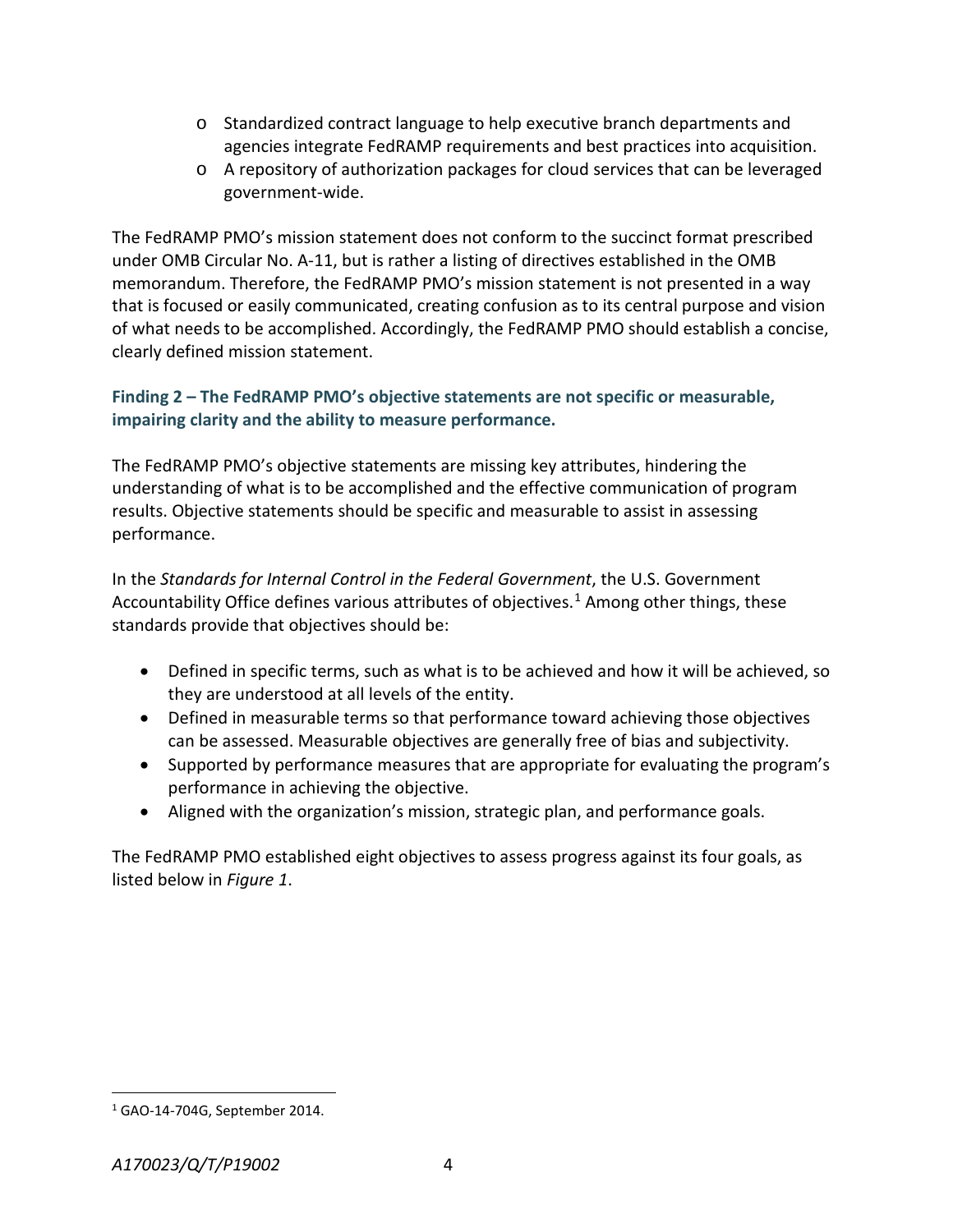- Standardized contract language to help executive branch departments and agencies integrate FedRAMP requirements and best practices into acquisition.
- A repository of authorization packages for cloud services that can be leveraged government-wide.

The FedRAMP PMO's mission statement does not conform to the succinct format prescribed under OMB Circular No. A-11, but is rather a listing of directives established in the OMB memorandum. Therefore, the FedRAMP PMO's mission statement is not presented in a way that is focused or easily communicated, creating confusion as to its central purpose and vision of what needs to be accomplished. Accordingly, the FedRAMP PMO should establish a concise, clearly defined mission statement.

### Finding 2 – The FedRAMP PMO's objective statements are not specific or measurable, impairing clarity and the ability to measure performance.

The FedRAMP PMO's objective statements are missing key attributes, hindering the understanding of what is to be accomplished and the effective communication of program results. Objective statements should be specific and measurable to assist in assessing performance.

In the *Standards for Internal Control in the Federal Government*, the U.S. Government Accountability Office defines various attributes of objectives.[1] Among other things, these standards provide that objectives should be:

- Defined in specific terms, such as what is to be achieved and how it will be achieved, so they are understood at all levels of the entity.
- Defined in measurable terms so that performance toward achieving those objectives can be assessed. Measurable objectives are generally free of bias and subjectivity.
- Supported by performance measures that are appropriate for evaluating the program's performance in achieving the objective.
- Aligned with the organization's mission, strategic plan, and performance goals.

The FedRAMP PMO established eight objectives to assess progress against its four goals, as listed below in *Figure 1*.

[1] GAO-14-704G, September 2014.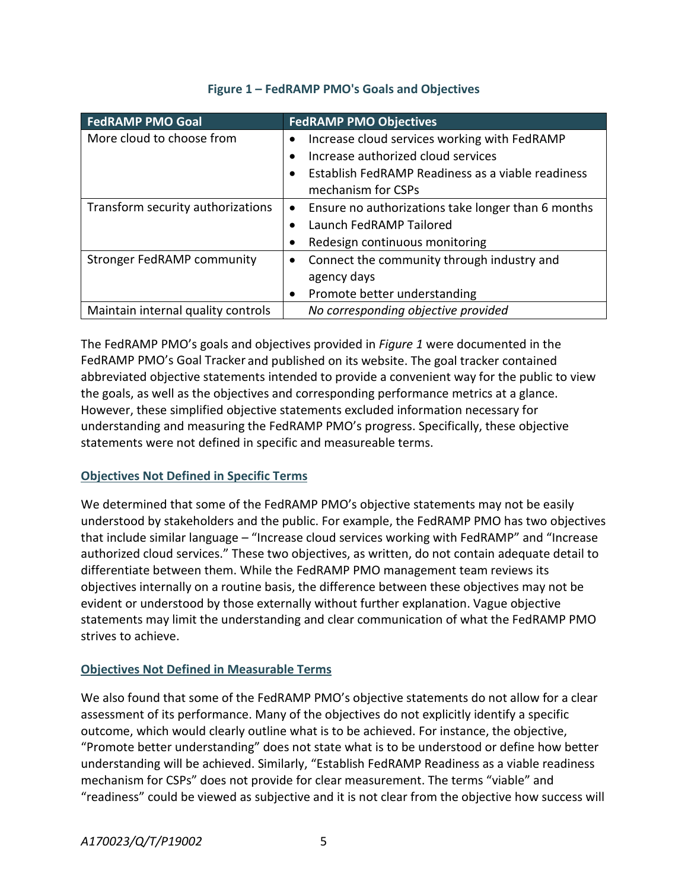**Figure 1 – FedRAMP PMO's Goals and Objectives**

| FedRAMP PMO Goal | FedRAMP PMO Objectives |
| --- | --- |
| More cloud to choose from | • Increase cloud services working with FedRAMP<br>• Increase authorized cloud services<br>• Establish FedRAMP Readiness as a viable readiness mechanism for CSPs |
| Transform security authorizations | • Ensure no authorizations take longer than 6 months<br>• Launch FedRAMP Tailored<br>• Redesign continuous monitoring |
| Stronger FedRAMP community | • Connect the community through industry and agency days<br>• Promote better understanding |
| Maintain internal quality controls | *No corresponding objective provided* |

The FedRAMP PMO's goals and objectives provided in *Figure 1* were documented in the FedRAMP PMO's Goal Tracker and published on its website. The goal tracker contained abbreviated objective statements intended to provide a convenient way for the public to view the goals, as well as the objectives and corresponding performance metrics at a glance. However, these simplified objective statements excluded information necessary for understanding and measuring the FedRAMP PMO's progress. Specifically, these objective statements were not defined in specific and measureable terms.

### Objectives Not Defined in Specific Terms

We determined that some of the FedRAMP PMO's objective statements may not be easily understood by stakeholders and the public. For example, the FedRAMP PMO has two objectives that include similar language – "Increase cloud services working with FedRAMP" and "Increase authorized cloud services." These two objectives, as written, do not contain adequate detail to differentiate between them. While the FedRAMP PMO management team reviews its objectives internally on a routine basis, the difference between these objectives may not be evident or understood by those externally without further explanation. Vague objective statements may limit the understanding and clear communication of what the FedRAMP PMO strives to achieve.

### Objectives Not Defined in Measurable Terms

We also found that some of the FedRAMP PMO's objective statements do not allow for a clear assessment of its performance. Many of the objectives do not explicitly identify a specific outcome, which would clearly outline what is to be achieved. For instance, the objective, "Promote better understanding" does not state what is to be understood or define how better understanding will be achieved. Similarly, "Establish FedRAMP Readiness as a viable readiness mechanism for CSPs" does not provide for clear measurement. The terms "viable" and "readiness" could be viewed as subjective and it is not clear from the objective how success will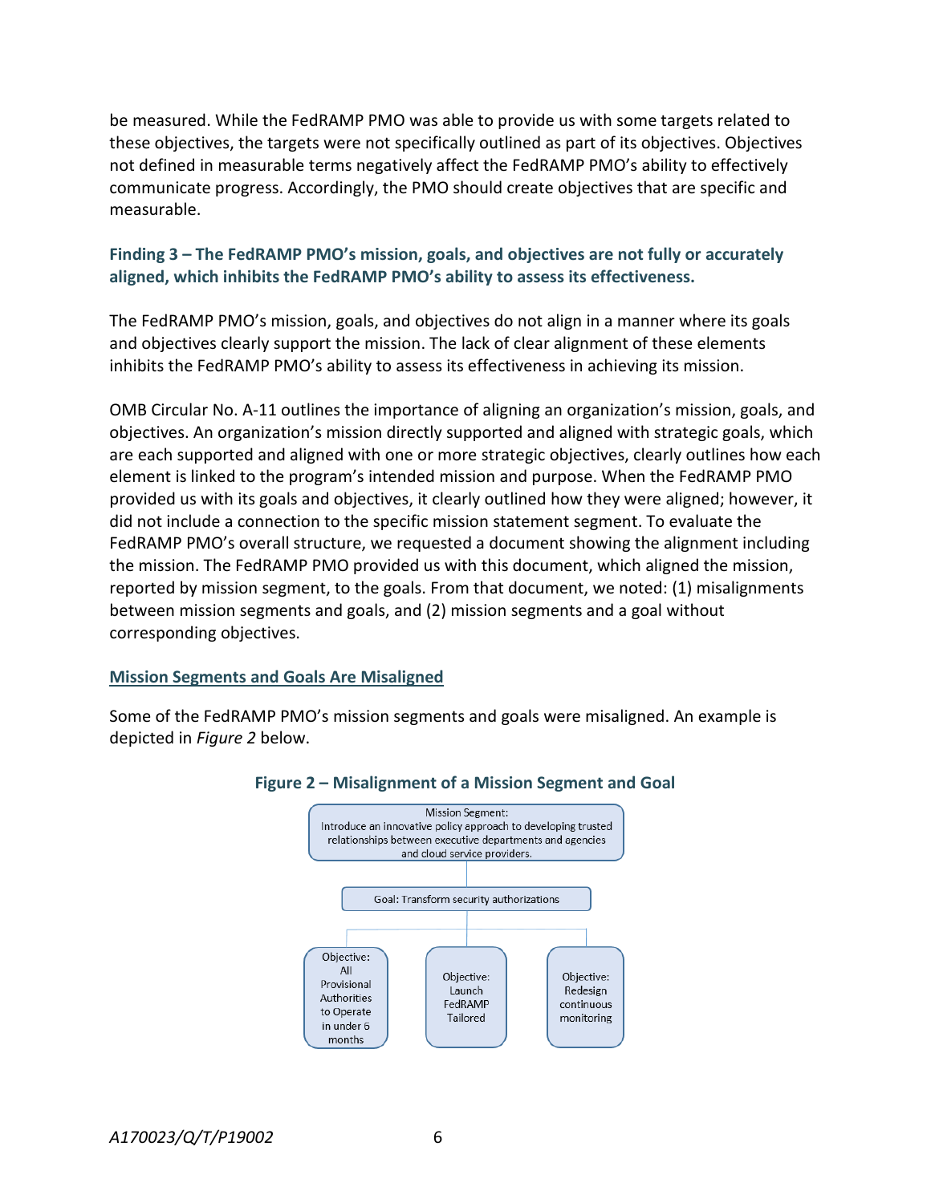be measured. While the FedRAMP PMO was able to provide us with some targets related to these objectives, the targets were not specifically outlined as part of its objectives. Objectives not defined in measurable terms negatively affect the FedRAMP PMO's ability to effectively communicate progress. Accordingly, the PMO should create objectives that are specific and measurable.

### Finding 3 – The FedRAMP PMO's mission, goals, and objectives are not fully or accurately aligned, which inhibits the FedRAMP PMO's ability to assess its effectiveness.

The FedRAMP PMO's mission, goals, and objectives do not align in a manner where its goals and objectives clearly support the mission. The lack of clear alignment of these elements inhibits the FedRAMP PMO's ability to assess its effectiveness in achieving its mission.

OMB Circular No. A-11 outlines the importance of aligning an organization's mission, goals, and objectives. An organization's mission directly supported and aligned with strategic goals, which are each supported and aligned with one or more strategic objectives, clearly outlines how each element is linked to the program's intended mission and purpose. When the FedRAMP PMO provided us with its goals and objectives, it clearly outlined how they were aligned; however, it did not include a connection to the specific mission statement segment. To evaluate the FedRAMP PMO's overall structure, we requested a document showing the alignment including the mission. The FedRAMP PMO provided us with this document, which aligned the mission, reported by mission segment, to the goals. From that document, we noted: (1) misalignments between mission segments and goals, and (2) mission segments and a goal without corresponding objectives.

#### Mission Segments and Goals Are Misaligned

Some of the FedRAMP PMO's mission segments and goals were misaligned. An example is depicted in *Figure 2* below.

**Figure 2 – Misalignment of a Mission Segment and Goal**

- Mission Segment: Introduce an innovative policy approach to developing trusted relationships between executive departments and agencies and cloud service providers.
  - Goal: Transform security authorizations
    - Objective: All Provisional Authorities to Operate in under 6 months
    - Objective: Launch FedRAMP Tailored
    - Objective: Redesign continuous monitoring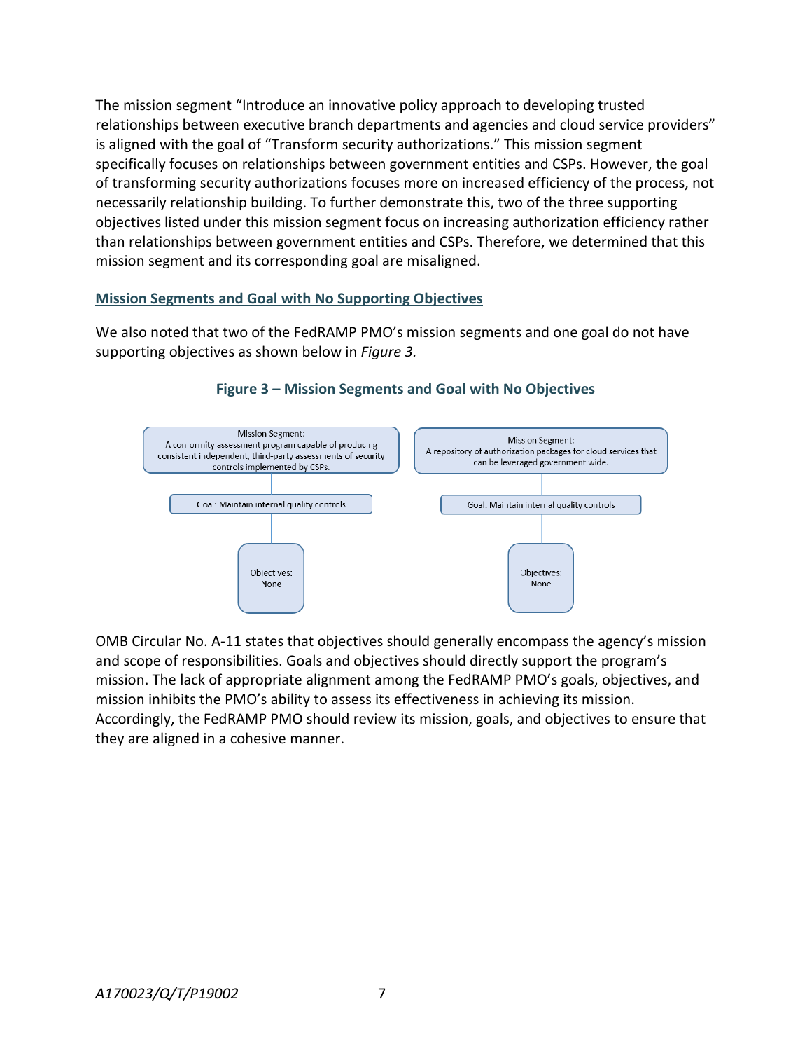The mission segment "Introduce an innovative policy approach to developing trusted relationships between executive branch departments and agencies and cloud service providers" is aligned with the goal of "Transform security authorizations." This mission segment specifically focuses on relationships between government entities and CSPs. However, the goal of transforming security authorizations focuses more on increased efficiency of the process, not necessarily relationship building. To further demonstrate this, two of the three supporting objectives listed under this mission segment focus on increasing authorization efficiency rather than relationships between government entities and CSPs. Therefore, we determined that this mission segment and its corresponding goal are misaligned.

### Mission Segments and Goal with No Supporting Objectives

We also noted that two of the FedRAMP PMO's mission segments and one goal do not have supporting objectives as shown below in *Figure 3*.

**Figure 3 – Mission Segments and Goal with No Objectives**

| Mission Segment | Goal | Objectives |
| --- | --- | --- |
| A conformity assessment program capable of producing consistent independent, third-party assessments of security controls implemented by CSPs. | Maintain internal quality controls | None |
| A repository of authorization packages for cloud services that can be leveraged government wide. | Maintain internal quality controls | None |

OMB Circular No. A-11 states that objectives should generally encompass the agency's mission and scope of responsibilities. Goals and objectives should directly support the program's mission. The lack of appropriate alignment among the FedRAMP PMO's goals, objectives, and mission inhibits the PMO's ability to assess its effectiveness in achieving its mission. Accordingly, the FedRAMP PMO should review its mission, goals, and objectives to ensure that they are aligned in a cohesive manner.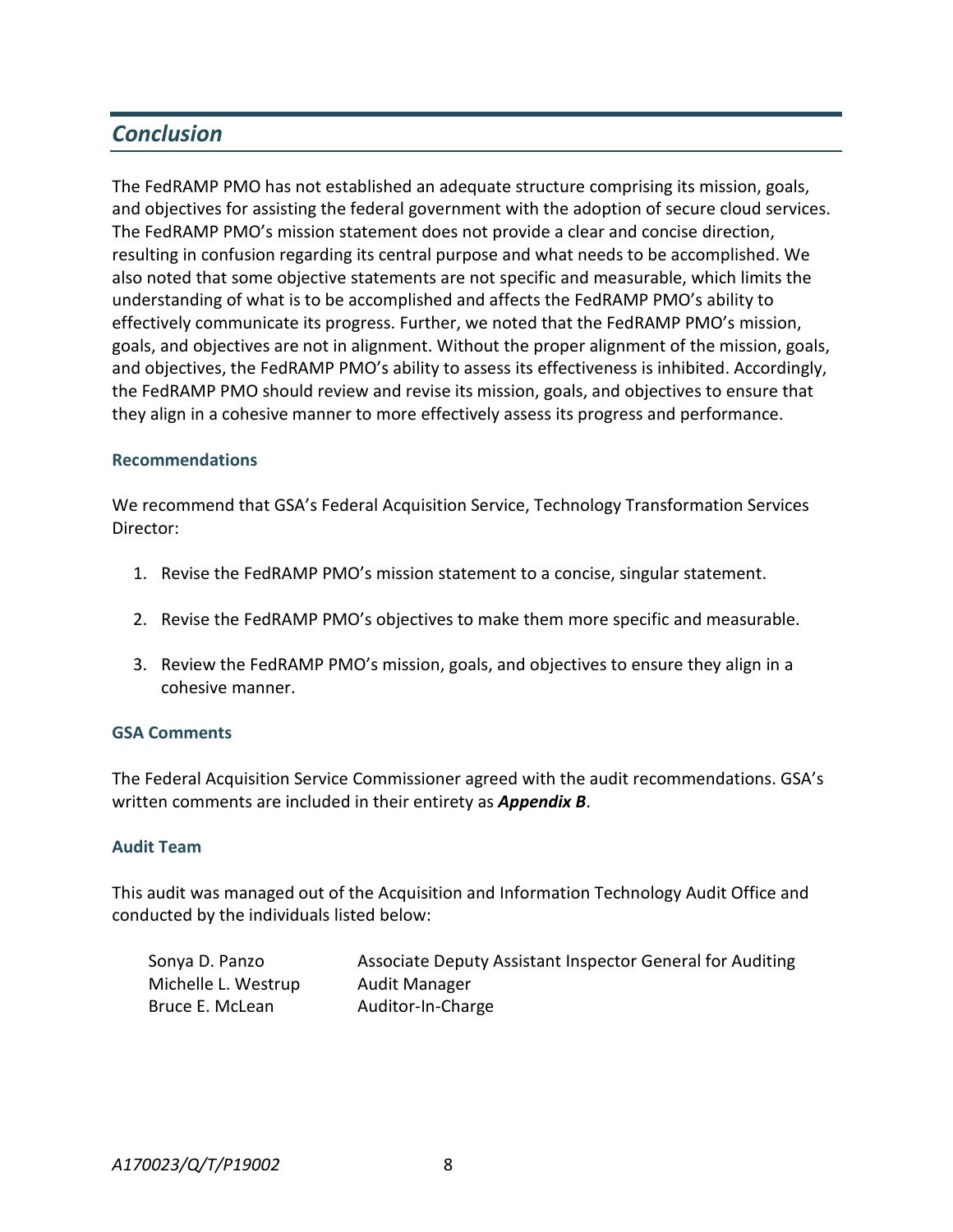## *Conclusion*

The FedRAMP PMO has not established an adequate structure comprising its mission, goals, and objectives for assisting the federal government with the adoption of secure cloud services. The FedRAMP PMO's mission statement does not provide a clear and concise direction, resulting in confusion regarding its central purpose and what needs to be accomplished. We also noted that some objective statements are not specific and measurable, which limits the understanding of what is to be accomplished and affects the FedRAMP PMO's ability to effectively communicate its progress. Further, we noted that the FedRAMP PMO's mission, goals, and objectives are not in alignment. Without the proper alignment of the mission, goals, and objectives, the FedRAMP PMO's ability to assess its effectiveness is inhibited. Accordingly, the FedRAMP PMO should review and revise its mission, goals, and objectives to ensure that they align in a cohesive manner to more effectively assess its progress and performance.

### Recommendations

We recommend that GSA's Federal Acquisition Service, Technology Transformation Services Director:

1. Revise the FedRAMP PMO's mission statement to a concise, singular statement.

2. Revise the FedRAMP PMO's objectives to make them more specific and measurable.

3. Review the FedRAMP PMO's mission, goals, and objectives to ensure they align in a cohesive manner.

### GSA Comments

The Federal Acquisition Service Commissioner agreed with the audit recommendations. GSA's written comments are included in their entirety as ***Appendix B***.

### Audit Team

This audit was managed out of the Acquisition and Information Technology Audit Office and conducted by the individuals listed below:

| | |
|---|---|
| Sonya D. Panzo | Associate Deputy Assistant Inspector General for Auditing |
| Michelle L. Westrup | Audit Manager |
| Bruce E. McLean | Auditor-In-Charge |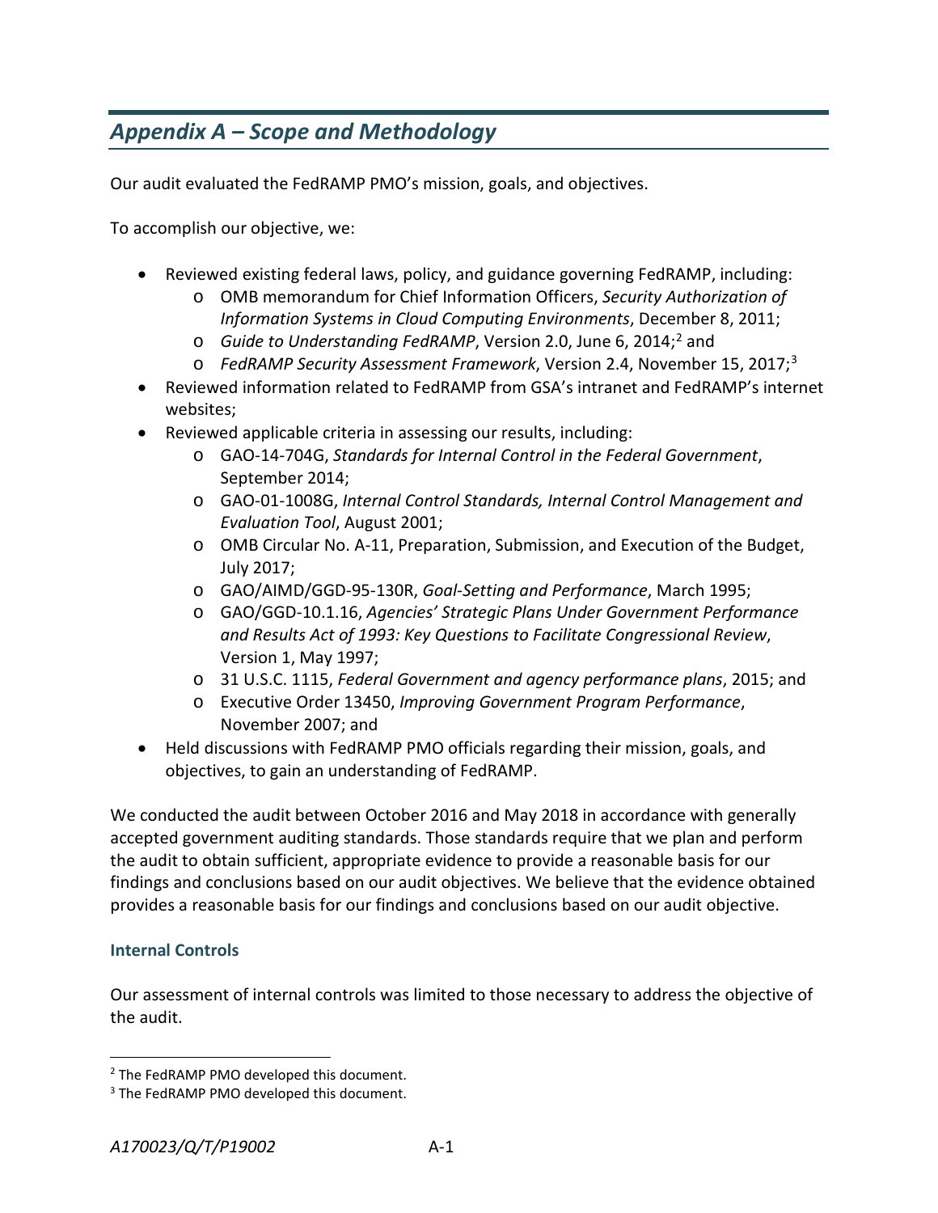## *Appendix A – Scope and Methodology*

Our audit evaluated the FedRAMP PMO's mission, goals, and objectives.

To accomplish our objective, we:

- Reviewed existing federal laws, policy, and guidance governing FedRAMP, including:
  - OMB memorandum for Chief Information Officers, *Security Authorization of Information Systems in Cloud Computing Environments*, December 8, 2011;
  - *Guide to Understanding FedRAMP*, Version 2.0, June 6, 2014;[2] and
  - *FedRAMP Security Assessment Framework*, Version 2.4, November 15, 2017;[3]
- Reviewed information related to FedRAMP from GSA's intranet and FedRAMP's internet websites;
- Reviewed applicable criteria in assessing our results, including:
  - GAO-14-704G, *Standards for Internal Control in the Federal Government*, September 2014;
  - GAO-01-1008G, *Internal Control Standards, Internal Control Management and Evaluation Tool*, August 2001;
  - OMB Circular No. A-11, Preparation, Submission, and Execution of the Budget, July 2017;
  - GAO/AIMD/GGD-95-130R, *Goal-Setting and Performance*, March 1995;
  - GAO/GGD-10.1.16, *Agencies' Strategic Plans Under Government Performance and Results Act of 1993: Key Questions to Facilitate Congressional Review*, Version 1, May 1997;
  - 31 U.S.C. 1115, *Federal Government and agency performance plans*, 2015; and
  - Executive Order 13450, *Improving Government Program Performance*, November 2007; and
- Held discussions with FedRAMP PMO officials regarding their mission, goals, and objectives, to gain an understanding of FedRAMP.

We conducted the audit between October 2016 and May 2018 in accordance with generally accepted government auditing standards. Those standards require that we plan and perform the audit to obtain sufficient, appropriate evidence to provide a reasonable basis for our findings and conclusions based on our audit objectives. We believe that the evidence obtained provides a reasonable basis for our findings and conclusions based on our audit objective.

### Internal Controls

Our assessment of internal controls was limited to those necessary to address the objective of the audit.

---

[2] The FedRAMP PMO developed this document.

[3] The FedRAMP PMO developed this document.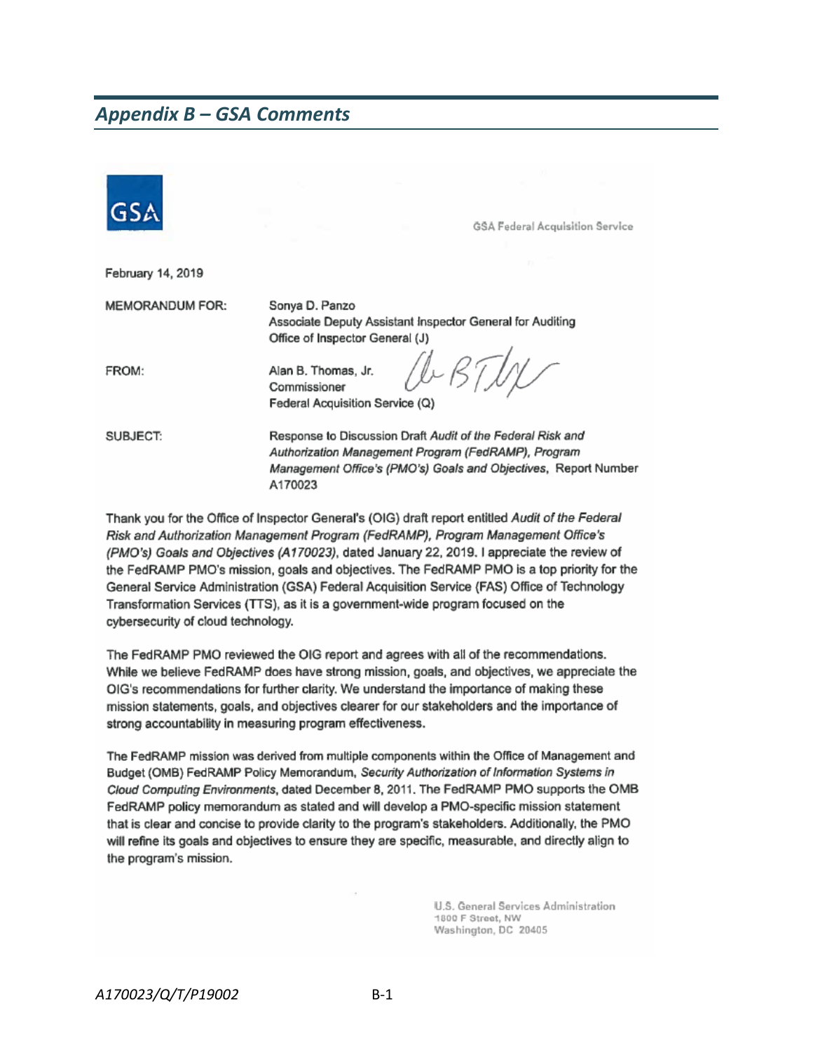## *Appendix B – GSA Comments*

GSA

GSA Federal Acquisition Service

February 14, 2019

MEMORANDUM FOR: Sonya D. Panzo
Associate Deputy Assistant Inspector General for Auditing
Office of Inspector General (J)

FROM: Alan B. Thomas, Jr.
Commissioner
Federal Acquisition Service (Q)

SUBJECT: Response to Discussion Draft *Audit of the Federal Risk and Authorization Management Program (FedRAMP), Program Management Office's (PMO's) Goals and Objectives*, Report Number A170023

Thank you for the Office of Inspector General's (OIG) draft report entitled *Audit of the Federal Risk and Authorization Management Program (FedRAMP), Program Management Office's (PMO's) Goals and Objectives (A170023)*, dated January 22, 2019. I appreciate the review of the FedRAMP PMO's mission, goals and objectives. The FedRAMP PMO is a top priority for the General Service Administration (GSA) Federal Acquisition Service (FAS) Office of Technology Transformation Services (TTS), as it is a government-wide program focused on the cybersecurity of cloud technology.

The FedRAMP PMO reviewed the OIG report and agrees with all of the recommendations. While we believe FedRAMP does have strong mission, goals, and objectives, we appreciate the OIG's recommendations for further clarity. We understand the importance of making these mission statements, goals, and objectives clearer for our stakeholders and the importance of strong accountability in measuring program effectiveness.

The FedRAMP mission was derived from multiple components within the Office of Management and Budget (OMB) FedRAMP Policy Memorandum, *Security Authorization of Information Systems in Cloud Computing Environments*, dated December 8, 2011. The FedRAMP PMO supports the OMB FedRAMP policy memorandum as stated and will develop a PMO-specific mission statement that is clear and concise to provide clarity to the program's stakeholders. Additionally, the PMO will refine its goals and objectives to ensure they are specific, measurable, and directly align to the program's mission.

U.S. General Services Administration
1800 F Street, NW
Washington, DC 20405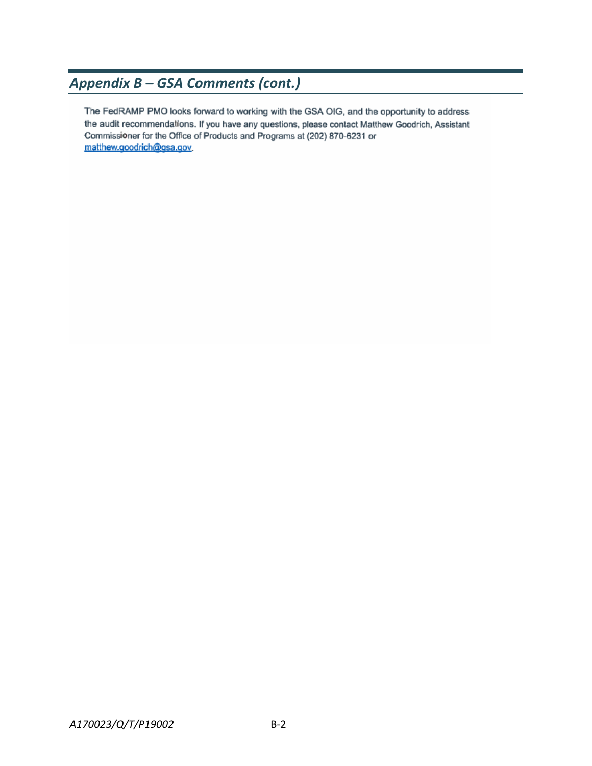## *Appendix B – GSA Comments (cont.)*

The FedRAMP PMO looks forward to working with the GSA OIG, and the opportunity to address the audit recommendations. If you have any questions, please contact Matthew Goodrich, Assistant Commissioner for the Office of Products and Programs at (202) 870-6231 or matthew.goodrich@gsa.gov.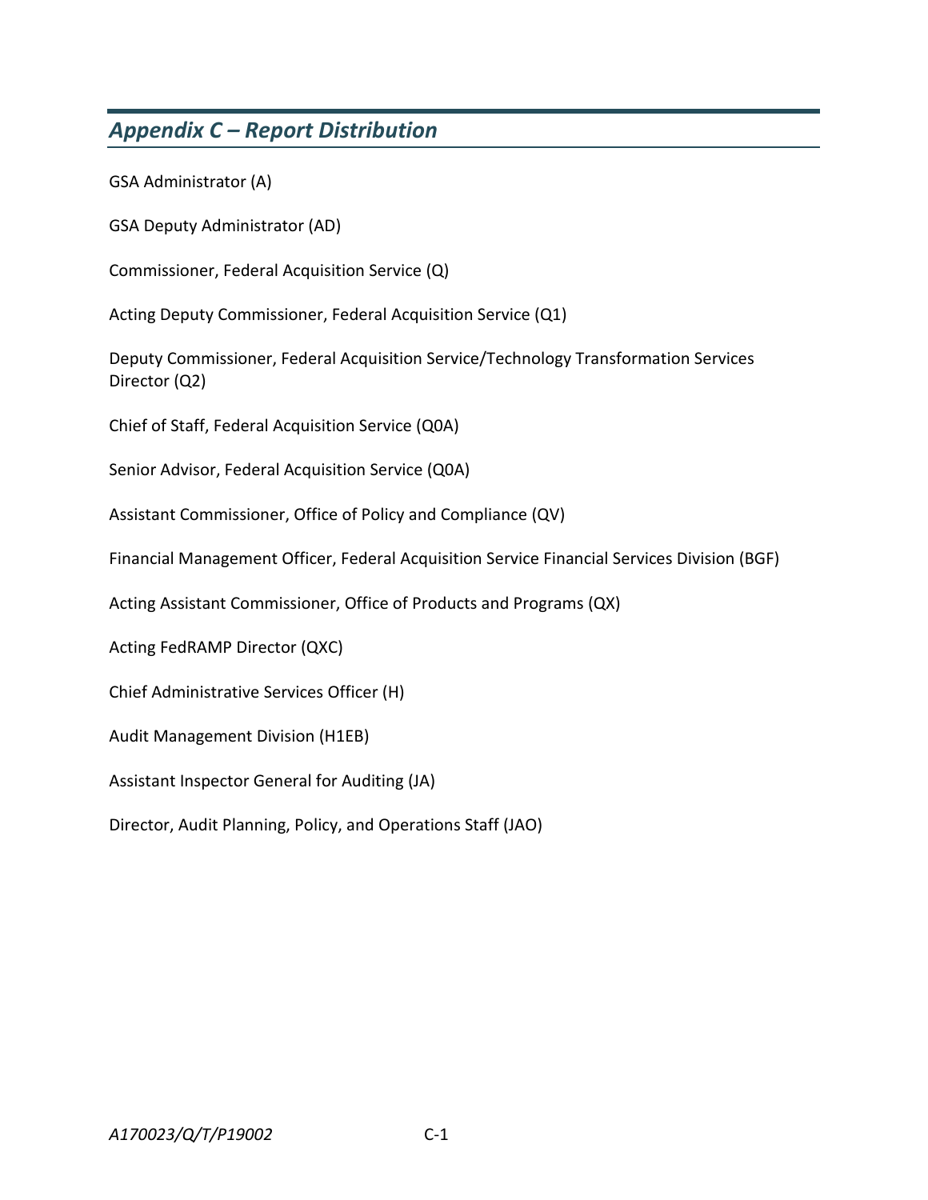## *Appendix C – Report Distribution*

GSA Administrator (A)

GSA Deputy Administrator (AD)

Commissioner, Federal Acquisition Service (Q)

Acting Deputy Commissioner, Federal Acquisition Service (Q1)

Deputy Commissioner, Federal Acquisition Service/Technology Transformation Services Director (Q2)

Chief of Staff, Federal Acquisition Service (Q0A)

Senior Advisor, Federal Acquisition Service (Q0A)

Assistant Commissioner, Office of Policy and Compliance (QV)

Financial Management Officer, Federal Acquisition Service Financial Services Division (BGF)

Acting Assistant Commissioner, Office of Products and Programs (QX)

Acting FedRAMP Director (QXC)

Chief Administrative Services Officer (H)

Audit Management Division (H1EB)

Assistant Inspector General for Auditing (JA)

Director, Audit Planning, Policy, and Operations Staff (JAO)